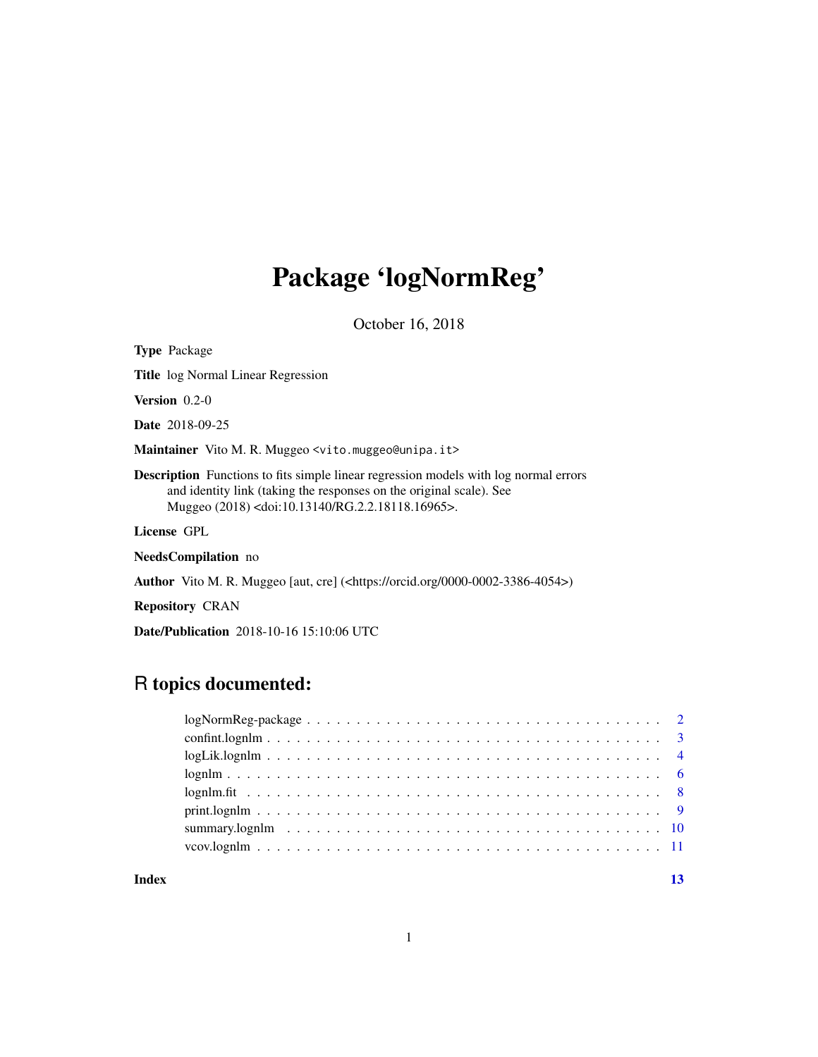# Package 'logNormReg'

October 16, 2018

**Type** Package

**Title** log Normal Linear Regression

**Version** 0.2-0

**Date** 2018-09-25

**Maintainer** Vito M. R. Muggeo <vito.muggeo@unipa.it>

**Description** Functions to fits simple linear regression models with log normal errors and identity link (taking the responses on the original scale). See Muggeo (2018) <doi:10.13140/RG.2.2.18118.16965>.

**License** GPL

**NeedsCompilation** no

**Author** Vito M. R. Muggeo [aut, cre] (<https://orcid.org/0000-0002-3386-4054>)

**Repository** CRAN

**Date/Publication** 2018-10-16 15:10:06 UTC

## R topics documented:

- logNormReg-package . . . . . . . . . . 2
- confint.lognlm . . . . . . . . . . 3
- logLik.lognlm . . . . . . . . . . 4
- lognlm . . . . . . . . . . 6
- lognlm.fit . . . . . . . . . . 8
- print.lognlm . . . . . . . . . . 9
- summary.lognlm . . . . . . . . . . 10
- vcov.lognlm . . . . . . . . . . 11

**Index** 13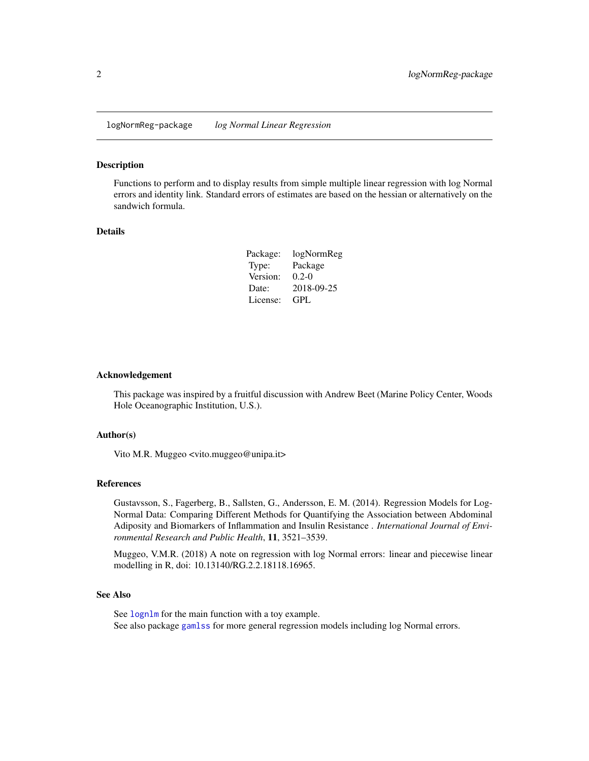`logNormReg-package` *log Normal Linear Regression*

## Description

Functions to perform and to display results from simple multiple linear regression with log Normal errors and identity link. Standard errors of estimates are based on the hessian or alternatively on the sandwich formula.

## Details

| | |
|---|---|
| Package: | logNormReg |
| Type: | Package |
| Version: | 0.2-0 |
| Date: | 2018-09-25 |
| License: | GPL |

## Acknowledgement

This package was inspired by a fruitful discussion with Andrew Beet (Marine Policy Center, Woods Hole Oceanographic Institution, U.S.).

## Author(s)

Vito M.R. Muggeo <vito.muggeo@unipa.it>

## References

Gustavsson, S., Fagerberg, B., Sallsten, G., Andersson, E. M. (2014). Regression Models for Log-Normal Data: Comparing Different Methods for Quantifying the Association between Abdominal Adiposity and Biomarkers of Inflammation and Insulin Resistance . *International Journal of Environmental Research and Public Health*, **11**, 3521–3539.

Muggeo, V.M.R. (2018) A note on regression with log Normal errors: linear and piecewise linear modelling in R, doi: 10.13140/RG.2.2.18118.16965.

## See Also

See `lognlm` for the main function with a toy example.
See also package `gamlss` for more general regression models including log Normal errors.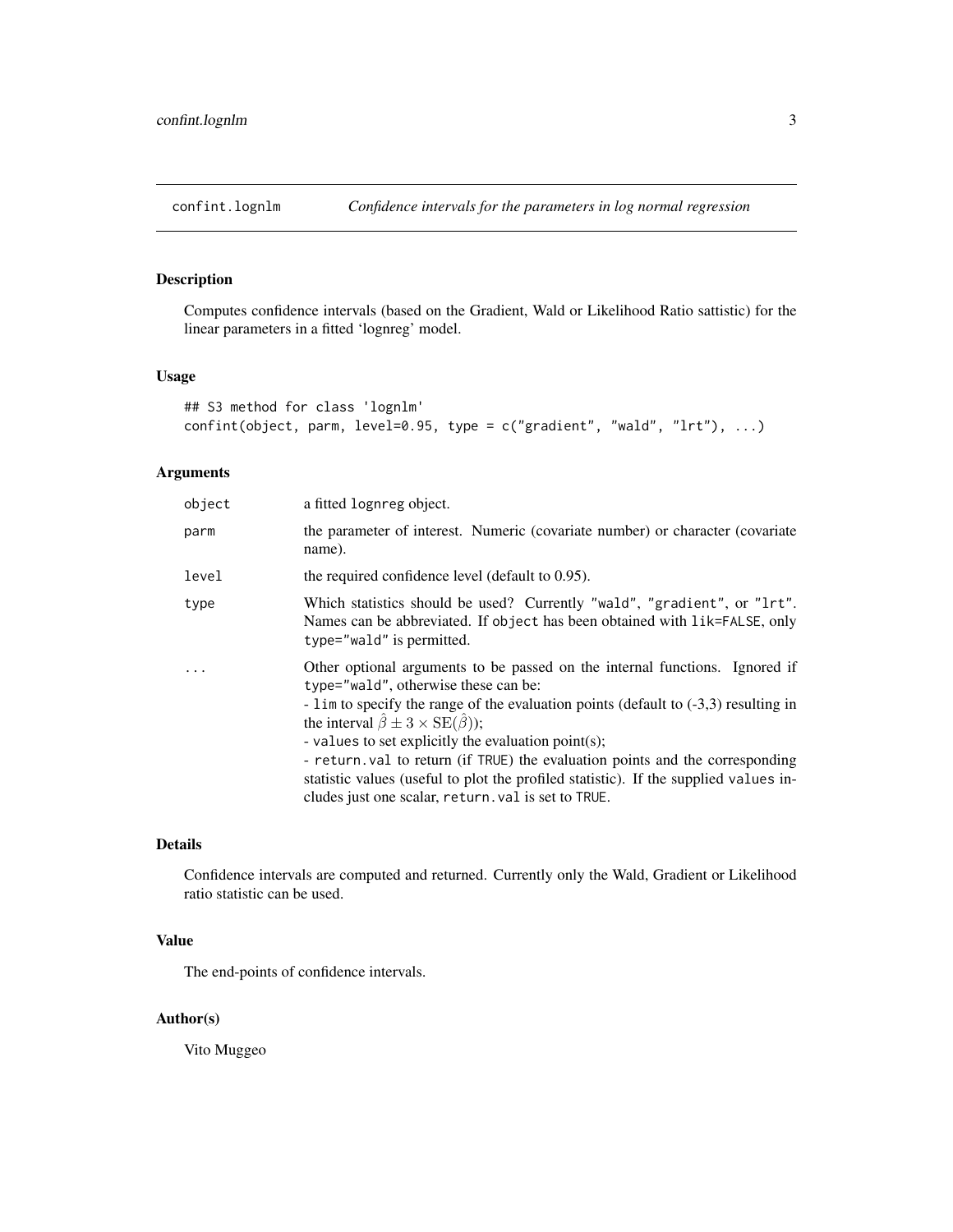# confint.lognlm — *Confidence intervals for the parameters in log normal regression*

## Description

Computes confidence intervals (based on the Gradient, Wald or Likelihood Ratio sattistic) for the linear parameters in a fitted 'lognreg' model.

## Usage

```
## S3 method for class 'lognlm'
confint(object, parm, level=0.95, type = c("gradient", "wald", "lrt"), ...)
```

## Arguments

| | |
|---|---|
| `object` | a fitted `lognreg` object. |
| `parm` | the parameter of interest. Numeric (covariate number) or character (covariate name). |
| `level` | the required confidence level (default to 0.95). |
| `type` | Which statistics should be used? Currently `"wald"`, `"gradient"`, or `"lrt"`. Names can be abbreviated. If `object` has been obtained with `lik=FALSE`, only `type="wald"` is permitted. |
| `...` | Other optional arguments to be passed on the internal functions. Ignored if `type="wald"`, otherwise these can be:<br>- `lim` to specify the range of the evaluation points (default to (-3,3) resulting in the interval $\hat{\beta} \pm 3 \times \mathrm{SE}(\hat{\beta})$);<br>- `values` to set explicitly the evaluation point(s);<br>- `return.val` to return (if `TRUE`) the evaluation points and the corresponding statistic values (useful to plot the profiled statistic). If the supplied `values` includes just one scalar, `return.val` is set to `TRUE`. |

## Details

Confidence intervals are computed and returned. Currently only the Wald, Gradient or Likelihood ratio statistic can be used.

## Value

The end-points of confidence intervals.

## Author(s)

Vito Muggeo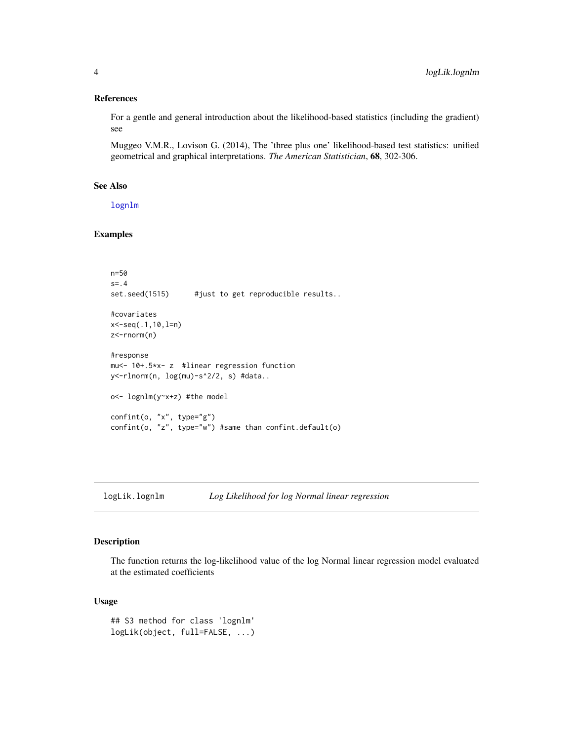### References

For a gentle and general introduction about the likelihood-based statistics (including the gradient) see

Muggeo V.M.R., Lovison G. (2014), The 'three plus one' likelihood-based test statistics: unified geometrical and graphical interpretations. *The American Statistician*, **68**, 302-306.

### See Also

lognlm

### Examples

```
n=50
s=.4
set.seed(1515)      #just to get reproducible results..

#covariates
x<-seq(.1,10,l=n)
z<-rnorm(n)

#response
mu<- 10+.5*x- z  #linear regression function
y<-rlnorm(n, log(mu)-s^2/2, s) #data..

o<- lognlm(y~x+z) #the model

confint(o, "x", type="g")
confint(o, "z", type="w") #same than confint.default(o)
```

---

## logLik.lognlm — *Log Likelihood for log Normal linear regression*

---

### Description

The function returns the log-likelihood value of the log Normal linear regression model evaluated at the estimated coefficients

### Usage

```
## S3 method for class 'lognlm'
logLik(object, full=FALSE, ...)
```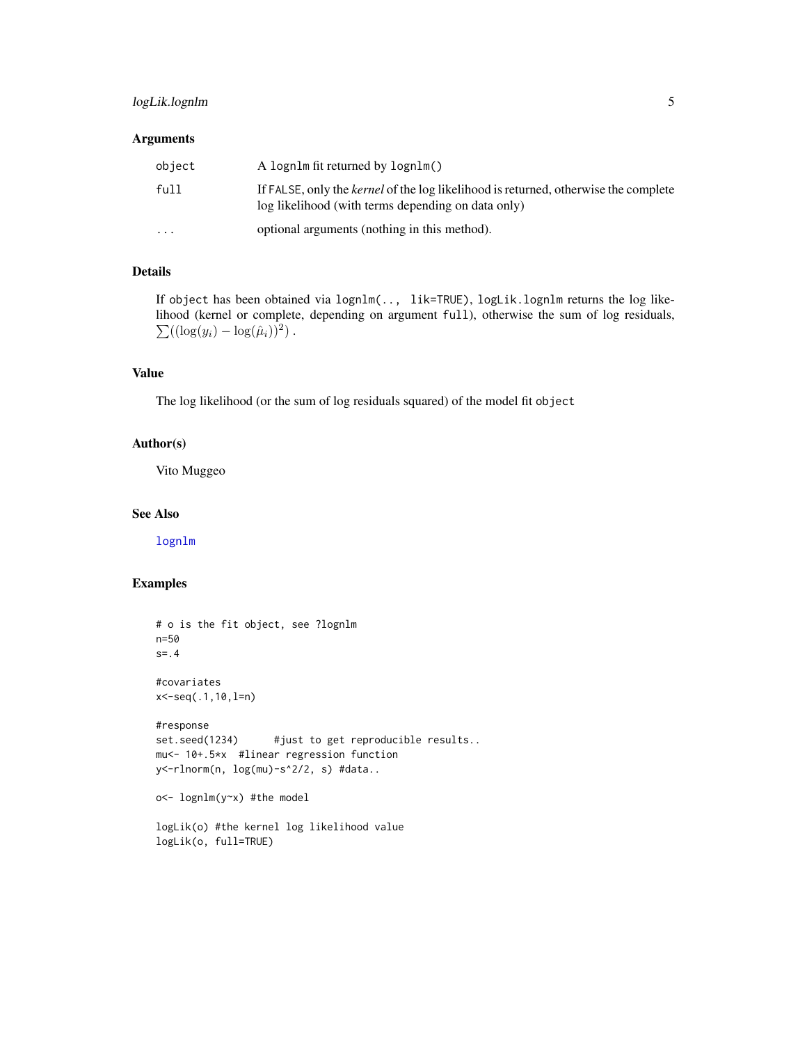## Arguments

| | |
|---|---|
| `object` | A `lognlm` fit returned by `lognlm()` |
| `full` | If `FALSE`, only the *kernel* of the log likelihood is returned, otherwise the complete log likelihood (with terms depending on data only) |
| `...` | optional arguments (nothing in this method). |

## Details

If `object` has been obtained via `lognlm(.., lik=TRUE)`, `logLik.lognlm` returns the log likelihood (kernel or complete, depending on argument `full`), otherwise the sum of log residuals, $\sum((\log(y_i) - \log(\hat{\mu}_i))^2)$ .

## Value

The log likelihood (or the sum of log residuals squared) of the model fit `object`

## Author(s)

Vito Muggeo

## See Also

`lognlm`

## Examples

```
# o is the fit object, see ?lognlm
n=50
s=.4

#covariates
x<-seq(.1,10,l=n)

#response
set.seed(1234)      #just to get reproducible results..
mu<- 10+.5*x  #linear regression function
y<-rlnorm(n, log(mu)-s^2/2, s) #data..

o<- lognlm(y~x) #the model

logLik(o) #the kernel log likelihood value
logLik(o, full=TRUE)
```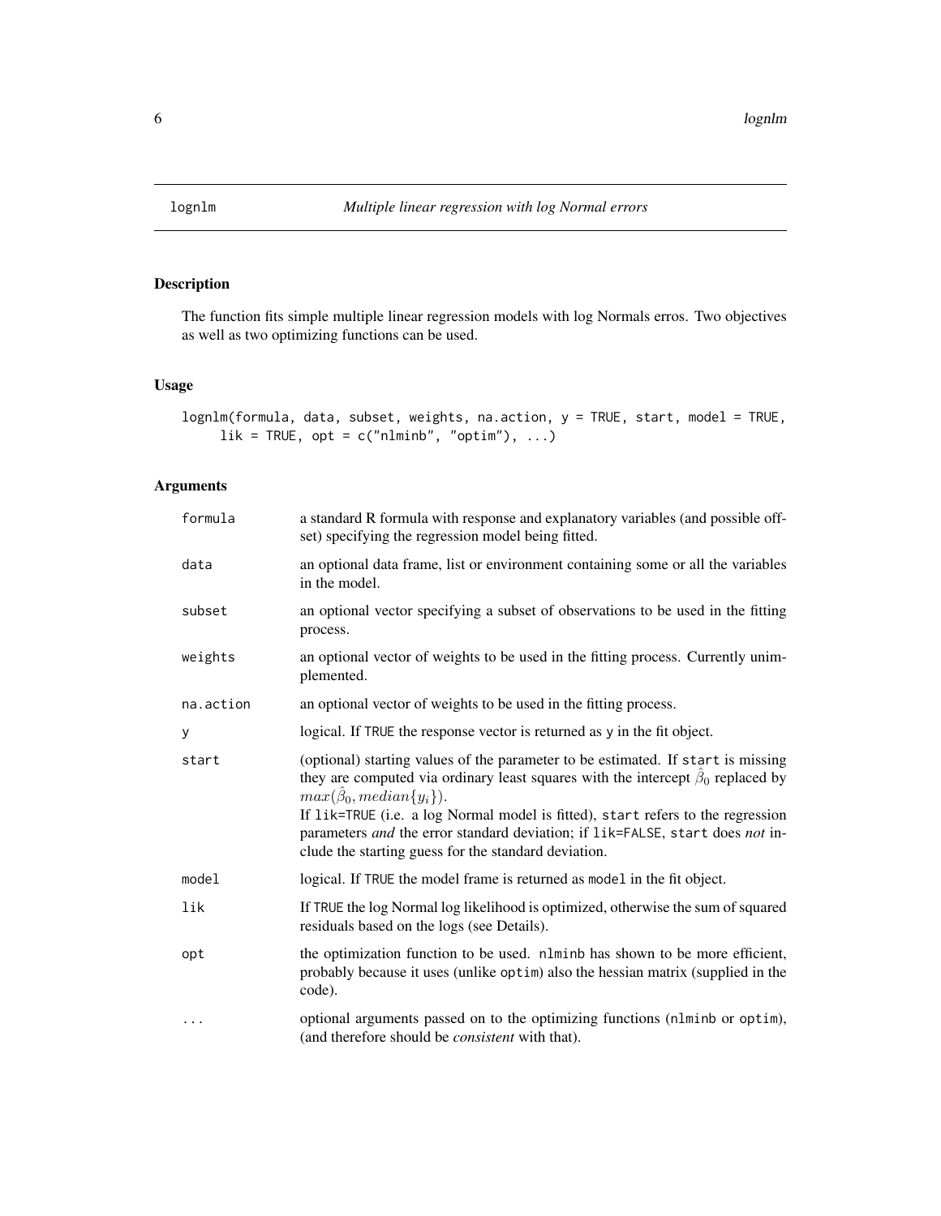lognlm *Multiple linear regression with log Normal errors*

## Description

The function fits simple multiple linear regression models with log Normals erros. Two objectives as well as two optimizing functions can be used.

## Usage

```
lognlm(formula, data, subset, weights, na.action, y = TRUE, start, model = TRUE,
     lik = TRUE, opt = c("nlminb", "optim"), ...)
```

## Arguments

| | |
|---|---|
| formula | a standard R formula with response and explanatory variables (and possible offset) specifying the regression model being fitted. |
| data | an optional data frame, list or environment containing some or all the variables in the model. |
| subset | an optional vector specifying a subset of observations to be used in the fitting process. |
| weights | an optional vector of weights to be used in the fitting process. Currently unimplemented. |
| na.action | an optional vector of weights to be used in the fitting process. |
| y | logical. If TRUE the response vector is returned as y in the fit object. |
| start | (optional) starting values of the parameter to be estimated. If start is missing they are computed via ordinary least squares with the intercept $\hat{\beta}_0$ replaced by $max(\hat{\beta}_0, median\{y_i\})$. If lik=TRUE (i.e. a log Normal model is fitted), start refers to the regression parameters *and* the error standard deviation; if lik=FALSE, start does *not* include the starting guess for the standard deviation. |
| model | logical. If TRUE the model frame is returned as model in the fit object. |
| lik | If TRUE the log Normal log likelihood is optimized, otherwise the sum of squared residuals based on the logs (see Details). |
| opt | the optimization function to be used. nlminb has shown to be more efficient, probably because it uses (unlike optim) also the hessian matrix (supplied in the code). |
| ... | optional arguments passed on to the optimizing functions (nlminb or optim), (and therefore should be *consistent* with that). |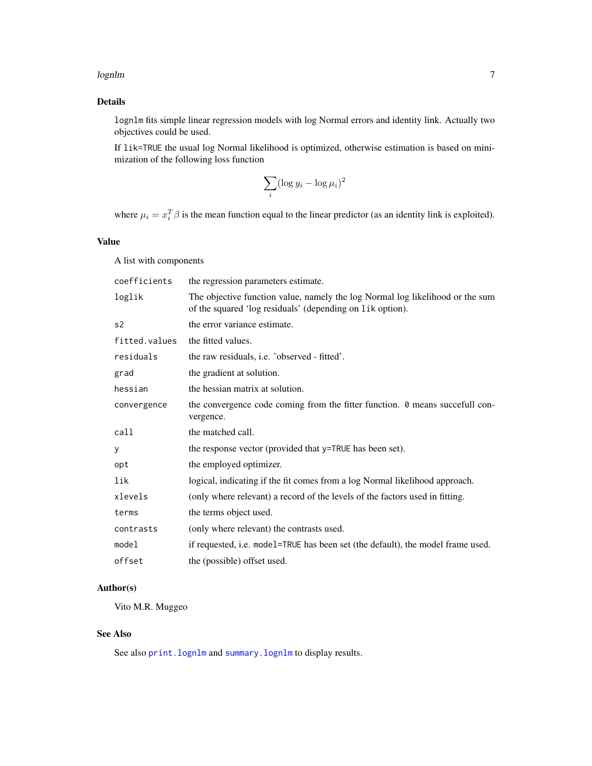## Details

`lognlm` fits simple linear regression models with log Normal errors and identity link. Actually two objectives could be used.

If `lik=TRUE` the usual log Normal likelihood is optimized, otherwise estimation is based on minimization of the following loss function

$$\sum_i (\log y_i - \log \mu_i)^2$$

where $\mu_i = x_i^T \beta$ is the mean function equal to the linear predictor (as an identity link is exploited).

## Value

A list with components

| | |
|---|---|
| `coefficients` | the regression parameters estimate. |
| `loglik` | The objective function value, namely the log Normal log likelihood or the sum of the squared 'log residuals' (depending on `lik` option). |
| `s2` | the error variance estimate. |
| `fitted.values` | the fitted values. |
| `residuals` | the raw residuals, i.e. 'observed - fitted'. |
| `grad` | the gradient at solution. |
| `hessian` | the hessian matrix at solution. |
| `convergence` | the convergence code coming from the fitter function. `0` means succefull convergence. |
| `call` | the matched call. |
| `y` | the response vector (provided that `y=TRUE` has been set). |
| `opt` | the employed optimizer. |
| `lik` | logical, indicating if the fit comes from a log Normal likelihood approach. |
| `xlevels` | (only where relevant) a record of the levels of the factors used in fitting. |
| `terms` | the terms object used. |
| `contrasts` | (only where relevant) the contrasts used. |
| `model` | if requested, i.e. `model=TRUE` has been set (the default), the model frame used. |
| `offset` | the (possible) offset used. |

## Author(s)

Vito M.R. Muggeo

## See Also

See also `print.lognlm` and `summary.lognlm` to display results.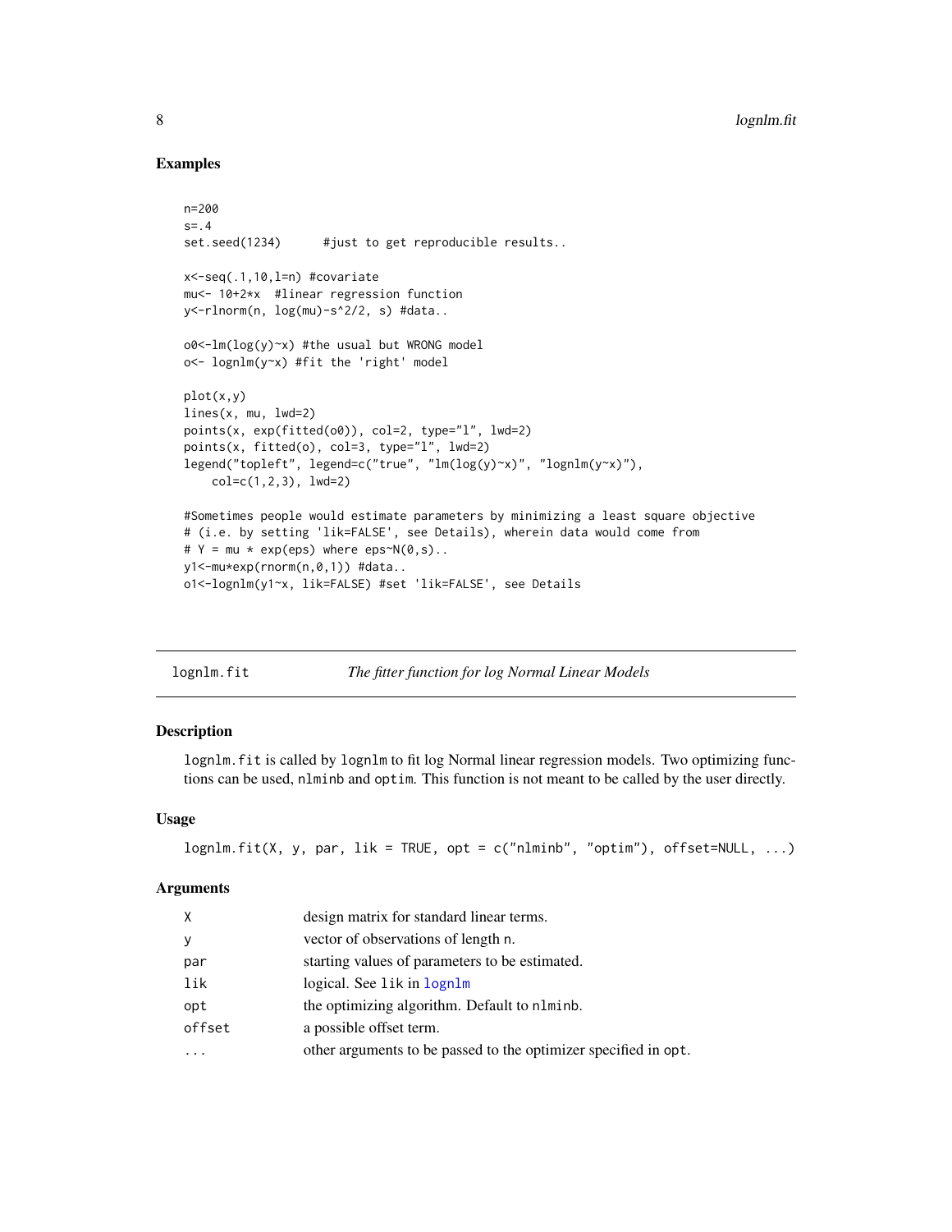## Examples

```
n=200
s=.4
set.seed(1234)      #just to get reproducible results..

x<-seq(.1,10,l=n) #covariate
mu<- 10+2*x  #linear regression function
y<-rlnorm(n, log(mu)-s^2/2, s) #data..

o0<-lm(log(y)~x) #the usual but WRONG model
o<- lognlm(y~x) #fit the 'right' model

plot(x,y)
lines(x, mu, lwd=2)
points(x, exp(fitted(o0)), col=2, type="l", lwd=2)
points(x, fitted(o), col=3, type="l", lwd=2)
legend("topleft", legend=c("true", "lm(log(y)~x)", "lognlm(y~x)"),
    col=c(1,2,3), lwd=2)

#Sometimes people would estimate parameters by minimizing a least square objective
# (i.e. by setting 'lik=FALSE', see Details), wherein data would come from
# Y = mu * exp(eps) where eps~N(0,s)..
y1<-mu*exp(rnorm(n,0,1)) #data..
o1<-lognlm(y1~x, lik=FALSE) #set 'lik=FALSE', see Details
```

---

## lognlm.fit — *The fitter function for log Normal Linear Models*

### Description

lognlm.fit is called by lognlm to fit log Normal linear regression models. Two optimizing functions can be used, nlminb and optim. This function is not meant to be called by the user directly.

### Usage

```
lognlm.fit(X, y, par, lik = TRUE, opt = c("nlminb", "optim"), offset=NULL, ...)
```

### Arguments

| | |
|---|---|
| X | design matrix for standard linear terms. |
| y | vector of observations of length n. |
| par | starting values of parameters to be estimated. |
| lik | logical. See lik in lognlm |
| opt | the optimizing algorithm. Default to nlminb. |
| offset | a possible offset term. |
| ... | other arguments to be passed to the optimizer specified in opt. |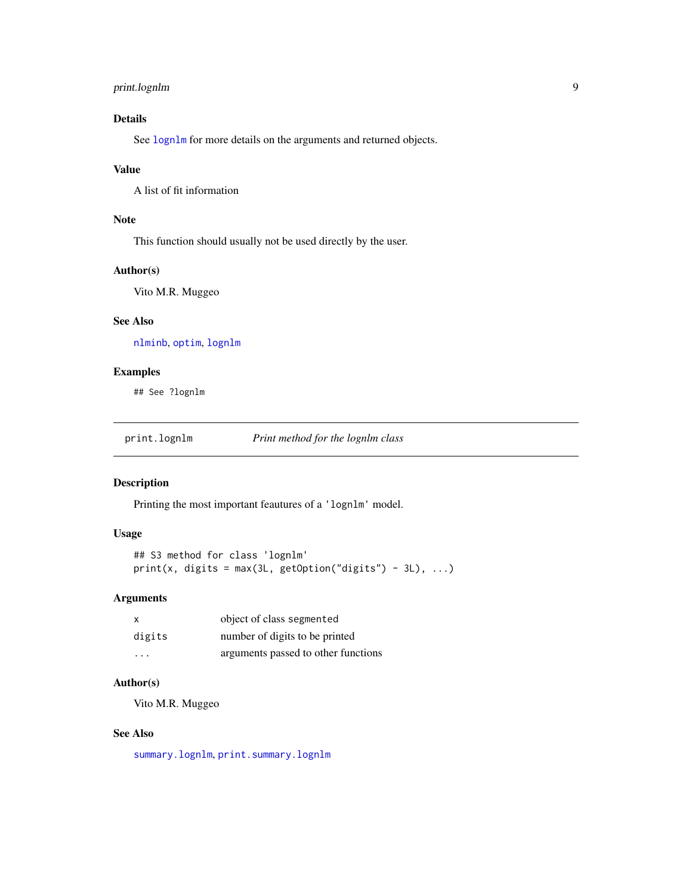### Details

See lognlm for more details on the arguments and returned objects.

### Value

A list of fit information

### Note

This function should usually not be used directly by the user.

### Author(s)

Vito M.R. Muggeo

### See Also

nlminb, optim, lognlm

### Examples

```
## See ?lognlm
```

---

## print.lognlm — *Print method for the lognlm class*

---

### Description

Printing the most important feautures of a 'lognlm' model.

### Usage

```
## S3 method for class 'lognlm'
print(x, digits = max(3L, getOption("digits") - 3L), ...)
```

### Arguments

| | |
|---|---|
| x | object of class segmented |
| digits | number of digits to be printed |
| ... | arguments passed to other functions |

### Author(s)

Vito M.R. Muggeo

### See Also

summary.lognlm, print.summary.lognlm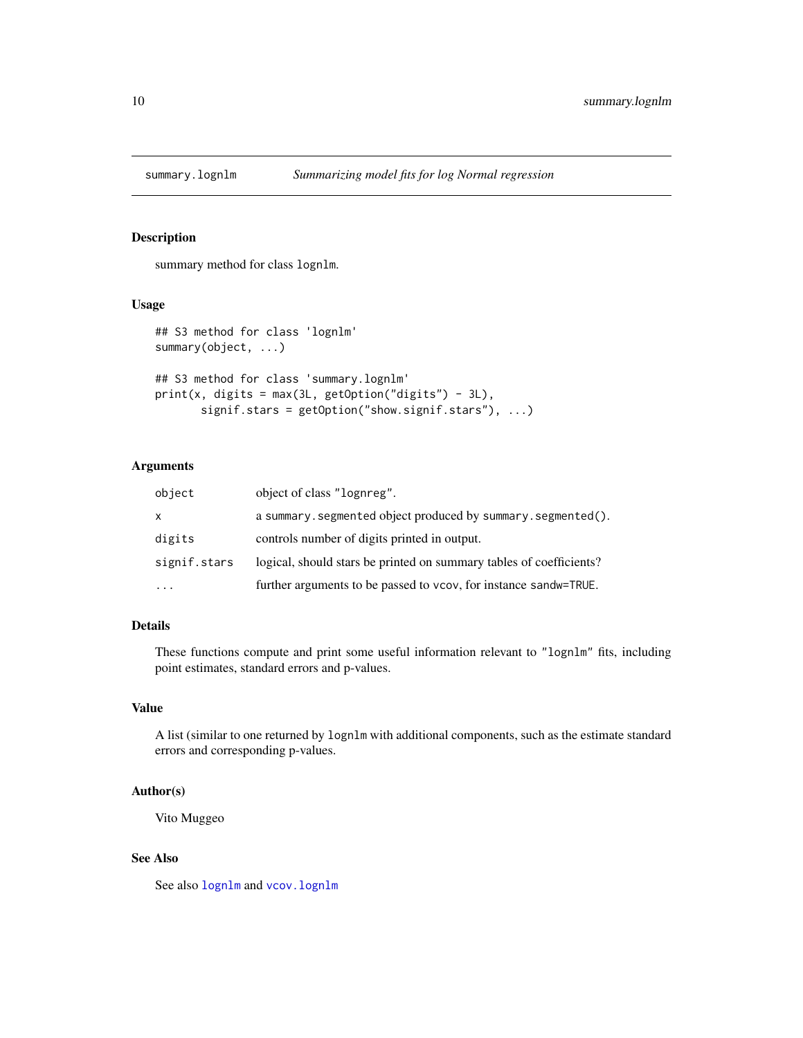# summary.lognlm — *Summarizing model fits for log Normal regression*

## Description

summary method for class `lognlm`.

## Usage

```
## S3 method for class 'lognlm'
summary(object, ...)

## S3 method for class 'summary.lognlm'
print(x, digits = max(3L, getOption("digits") - 3L),
      signif.stars = getOption("show.signif.stars"), ...)
```

## Arguments

| | |
|---|---|
| `object` | object of class `"lognreg"`. |
| `x` | a `summary.segmented` object produced by `summary.segmented()`. |
| `digits` | controls number of digits printed in output. |
| `signif.stars` | logical, should stars be printed on summary tables of coefficients? |
| `...` | further arguments to be passed to `vcov`, for instance `sandw=TRUE`. |

## Details

These functions compute and print some useful information relevant to `"lognlm"` fits, including point estimates, standard errors and p-values.

## Value

A list (similar to one returned by `lognlm` with additional components, such as the estimate standard errors and corresponding p-values.

## Author(s)

Vito Muggeo

## See Also

See also `lognlm` and `vcov.lognlm`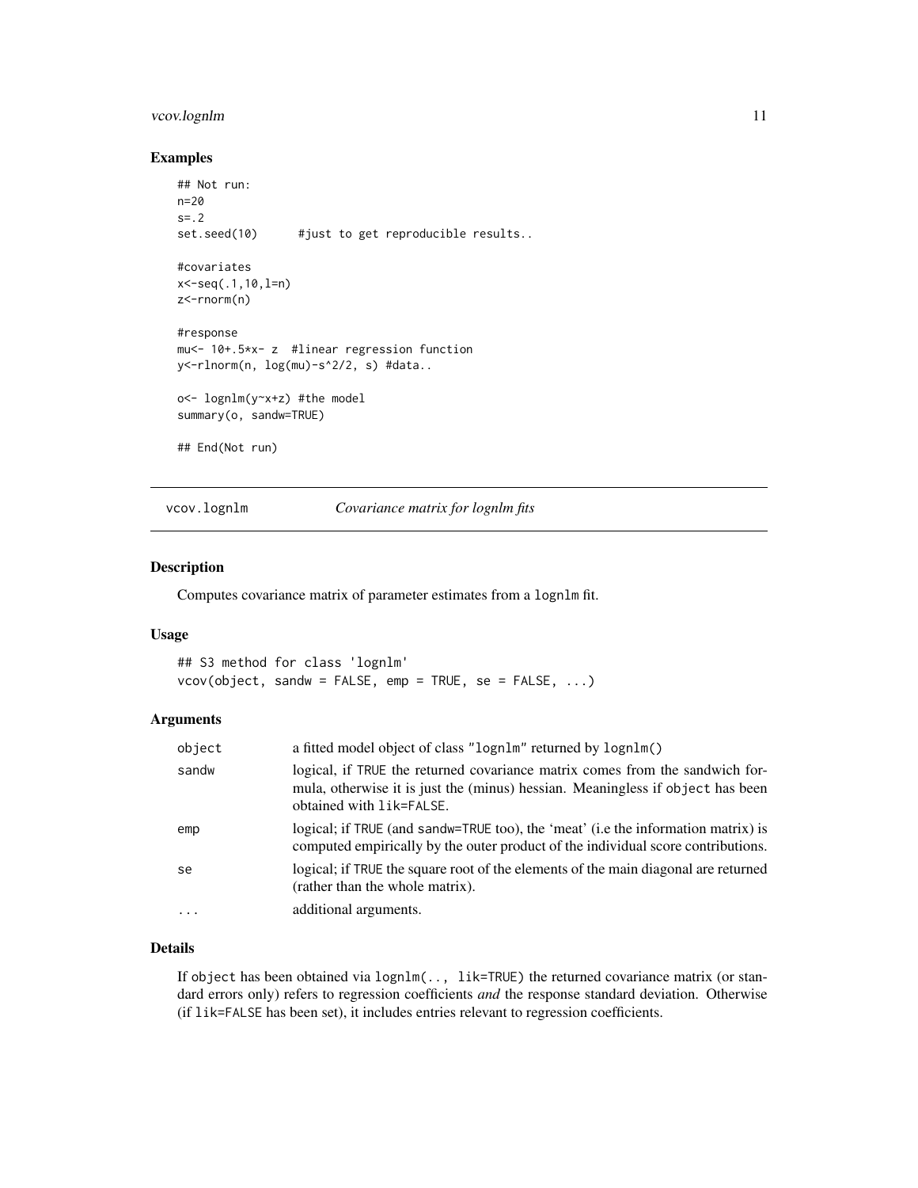### Examples

```
## Not run:
n=20
s=.2
set.seed(10)      #just to get reproducible results..

#covariates
x<-seq(.1,10,l=n)
z<-rnorm(n)

#response
mu<- 10+.5*x- z  #linear regression function
y<-rlnorm(n, log(mu)-s^2/2, s) #data..

o<- lognlm(y~x+z) #the model
summary(o, sandw=TRUE)

## End(Not run)
```

---

## vcov.lognlm — *Covariance matrix for lognlm fits*

---

### Description

Computes covariance matrix of parameter estimates from a `lognlm` fit.

### Usage

```
## S3 method for class 'lognlm'
vcov(object, sandw = FALSE, emp = TRUE, se = FALSE, ...)
```

### Arguments

| | |
|---|---|
| `object` | a fitted model object of class `"lognlm"` returned by `lognlm()` |
| `sandw` | logical, if `TRUE` the returned covariance matrix comes from the sandwich formula, otherwise it is just the (minus) hessian. Meaningless if `object` has been obtained with `lik=FALSE`. |
| `emp` | logical; if `TRUE` (and `sandw=TRUE` too), the 'meat' (i.e the information matrix) is computed empirically by the outer product of the individual score contributions. |
| `se` | logical; if `TRUE` the square root of the elements of the main diagonal are returned (rather than the whole matrix). |
| `...` | additional arguments. |

### Details

If `object` has been obtained via `lognlm(.., lik=TRUE)` the returned covariance matrix (or standard errors only) refers to regression coefficients *and* the response standard deviation. Otherwise (if `lik=FALSE` has been set), it includes entries relevant to regression coefficients.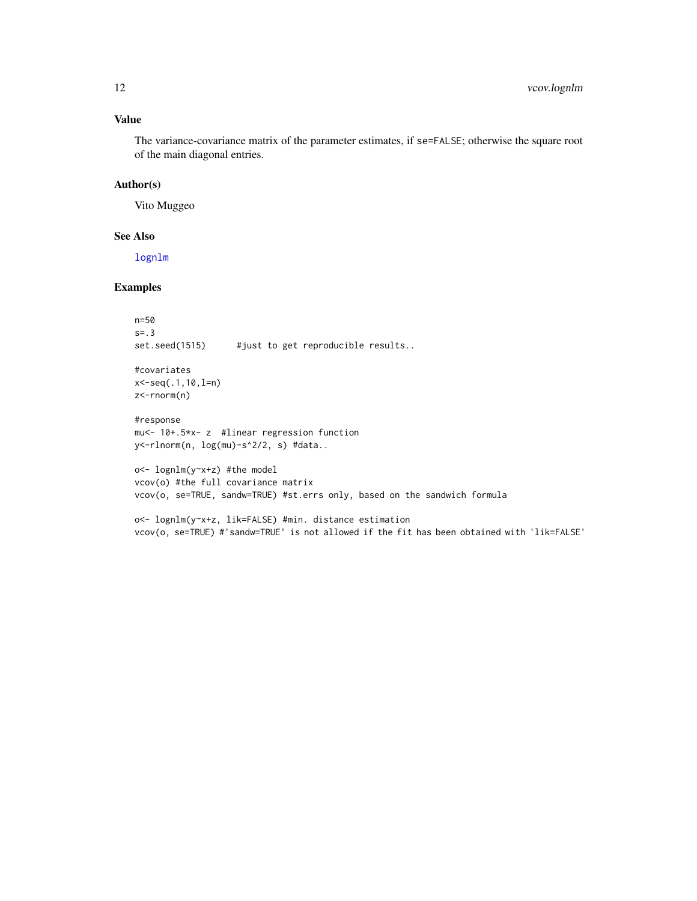### Value

The variance-covariance matrix of the parameter estimates, if `se=FALSE`; otherwise the square root of the main diagonal entries.

### Author(s)

Vito Muggeo

### See Also

lognlm

### Examples

```
n=50
s=.3
set.seed(1515)      #just to get reproducible results..

#covariates
x<-seq(.1,10,l=n)
z<-rnorm(n)

#response
mu<- 10+.5*x- z  #linear regression function
y<-rlnorm(n, log(mu)-s^2/2, s) #data..

o<- lognlm(y~x+z) #the model
vcov(o) #the full covariance matrix
vcov(o, se=TRUE, sandw=TRUE) #st.errs only, based on the sandwich formula

o<- lognlm(y~x+z, lik=FALSE) #min. distance estimation
vcov(o, se=TRUE) #'sandw=TRUE' is not allowed if the fit has been obtained with 'lik=FALSE'
```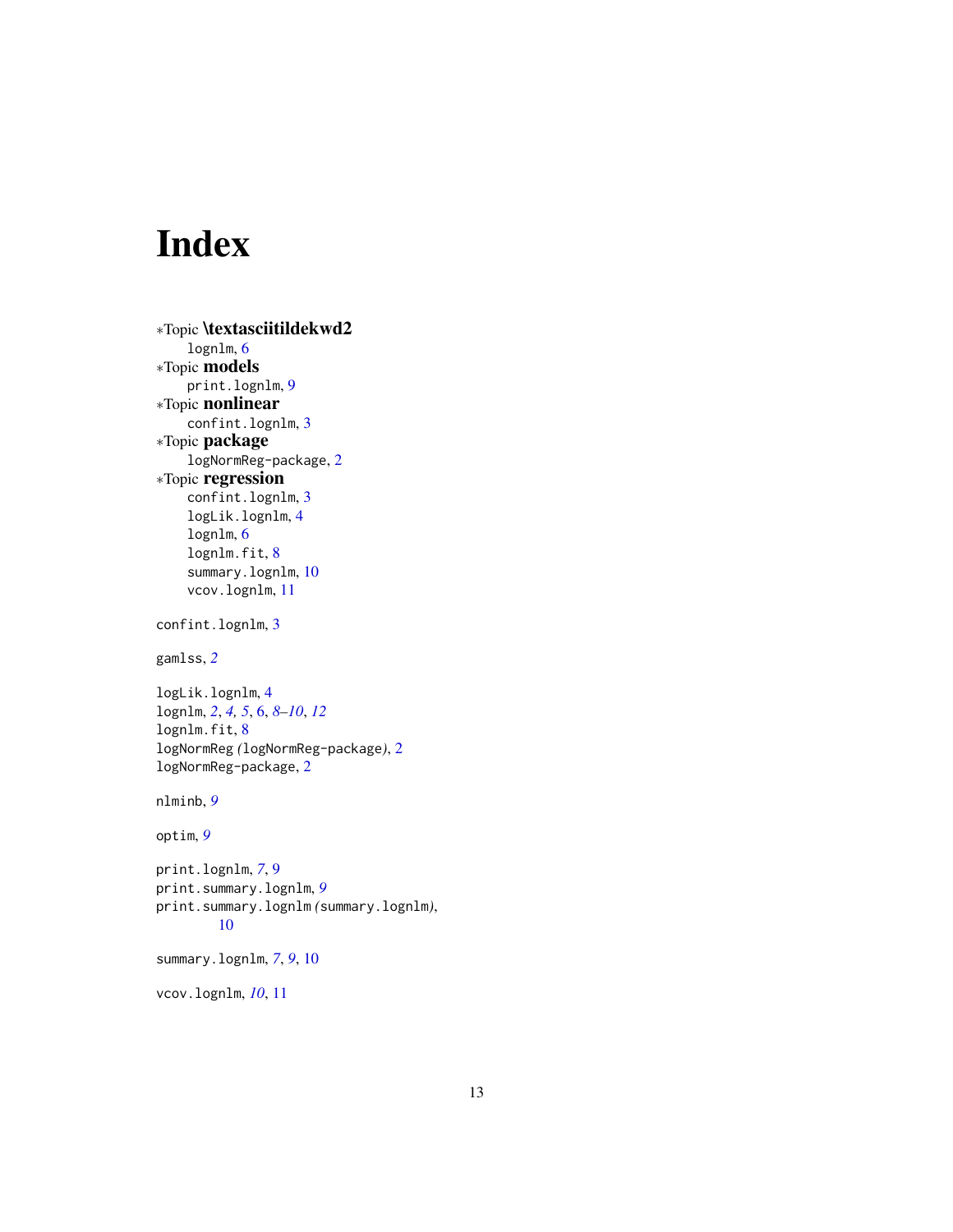# Index

*Topic **\textasciitildekwd2**
  lognlm, 6
*Topic **models**
  print.lognlm, 9
*Topic **nonlinear**
  confint.lognlm, 3
*Topic **package**
  logNormReg-package, 2
*Topic **regression**
  confint.lognlm, 3
  logLik.lognlm, 4
  lognlm, 6
  lognlm.fit, 8
  summary.lognlm, 10
  vcov.lognlm, 11

confint.lognlm, 3

gamlss, *2*

logLik.lognlm, 4
lognlm, *2*, *4, 5*, 6, *8–10*, *12*
lognlm.fit, 8
logNormReg *(*logNormReg-package*)*, 2
logNormReg-package, 2

nlminb, *9*

optim, *9*

print.lognlm, *7*, 9
print.summary.lognlm, *9*
print.summary.lognlm *(*summary.lognlm*)*, 10

summary.lognlm, *7*, *9*, 10

vcov.lognlm, *10*, 11